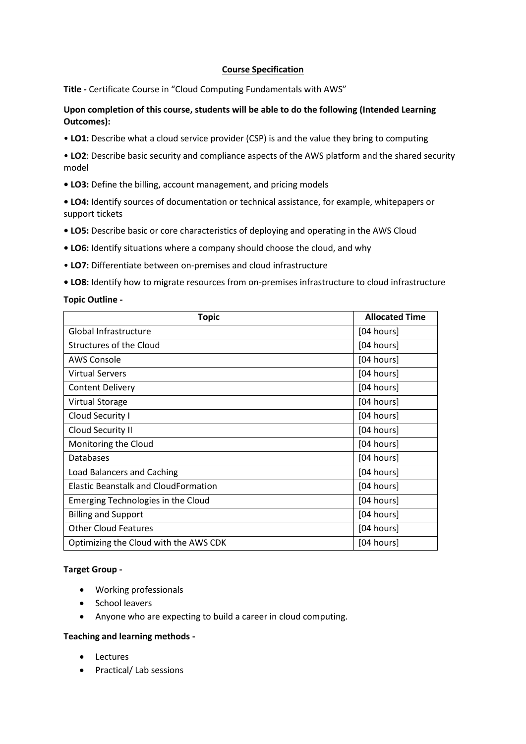# Course Specification

**Title -** Certificate Course in "Cloud Computing Fundamentals with AWS"

**Upon completion of this course, students will be able to do the following (Intended Learning Outcomes):**

- **LO1:** Describe what a cloud service provider (CSP) is and the value they bring to computing
- **LO2**: Describe basic security and compliance aspects of the AWS platform and the shared security model
- **LO3:** Define the billing, account management, and pricing models
- **LO4:** Identify sources of documentation or technical assistance, for example, whitepapers or support tickets
- **LO5:** Describe basic or core characteristics of deploying and operating in the AWS Cloud
- **LO6:** Identify situations where a company should choose the cloud, and why
- **LO7:** Differentiate between on-premises and cloud infrastructure
- **LO8:** Identify how to migrate resources from on-premises infrastructure to cloud infrastructure

**Topic Outline -**

| Topic | Allocated Time |
|---|---|
| Global Infrastructure | [04 hours] |
| Structures of the Cloud | [04 hours] |
| AWS Console | [04 hours] |
| Virtual Servers | [04 hours] |
| Content Delivery | [04 hours] |
| Virtual Storage | [04 hours] |
| Cloud Security I | [04 hours] |
| Cloud Security II | [04 hours] |
| Monitoring the Cloud | [04 hours] |
| Databases | [04 hours] |
| Load Balancers and Caching | [04 hours] |
| Elastic Beanstalk and CloudFormation | [04 hours] |
| Emerging Technologies in the Cloud | [04 hours] |
| Billing and Support | [04 hours] |
| Other Cloud Features | [04 hours] |
| Optimizing the Cloud with the AWS CDK | [04 hours] |

**Target Group -**

- Working professionals
- School leavers
- Anyone who are expecting to build a career in cloud computing.

**Teaching and learning methods -**

- Lectures
- Practical/ Lab sessions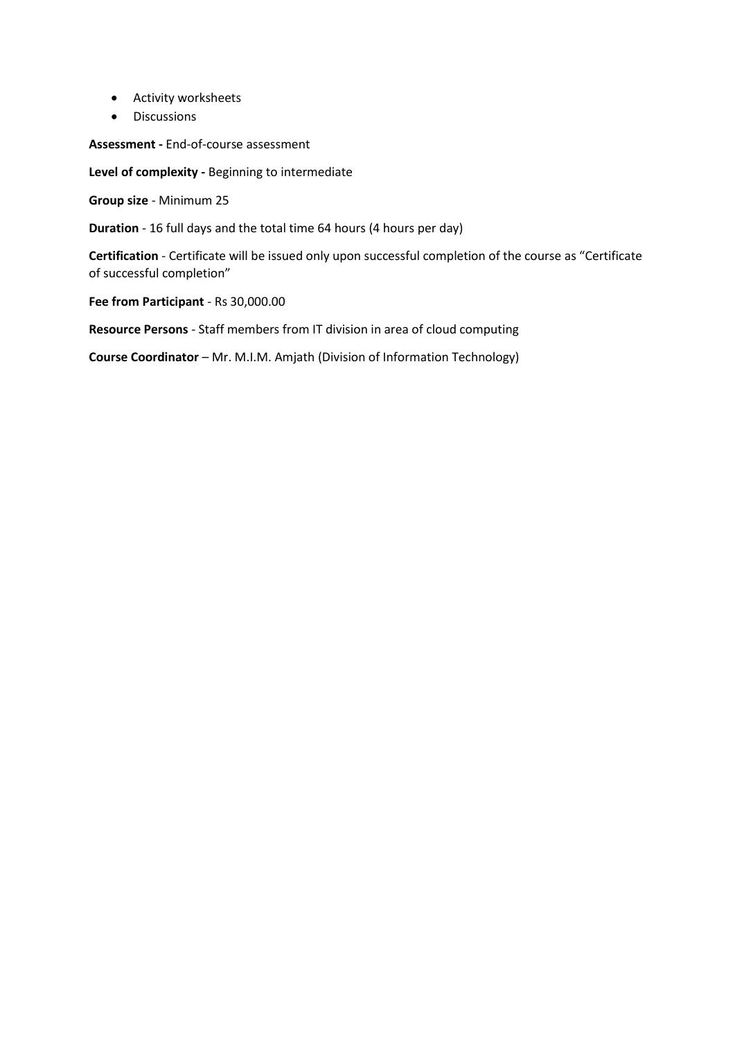- Activity worksheets
- Discussions

**Assessment -** End-of-course assessment

**Level of complexity -** Beginning to intermediate

**Group size** - Minimum 25

**Duration** - 16 full days and the total time 64 hours (4 hours per day)

**Certification** - Certificate will be issued only upon successful completion of the course as "Certificate of successful completion"

**Fee from Participant** - Rs 30,000.00

**Resource Persons** - Staff members from IT division in area of cloud computing

**Course Coordinator** – Mr. M.I.M. Amjath (Division of Information Technology)